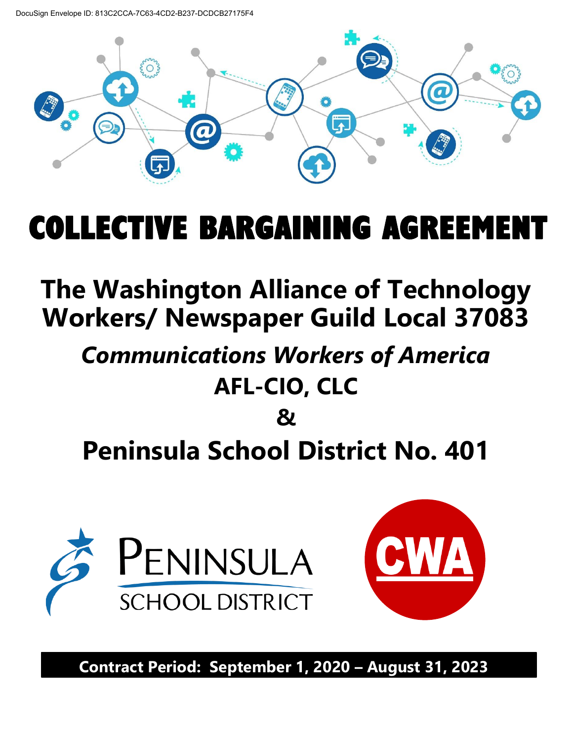DocuSign Envelope ID: 813C2CCA-7C63-4CD2-B237-DCDCB27175F4

# COLLECTIVE BARGAINING AGREEMENT

## The Washington Alliance of Technology Workers/ Newspaper Guild Local 37083

## *Communications Workers of America*

## AFL-CIO, CLC

## &

## Peninsula School District No. 401

PENINSULA SCHOOL DISTRICT

CWA

**Contract Period: September 1, 2020 – August 31, 2023**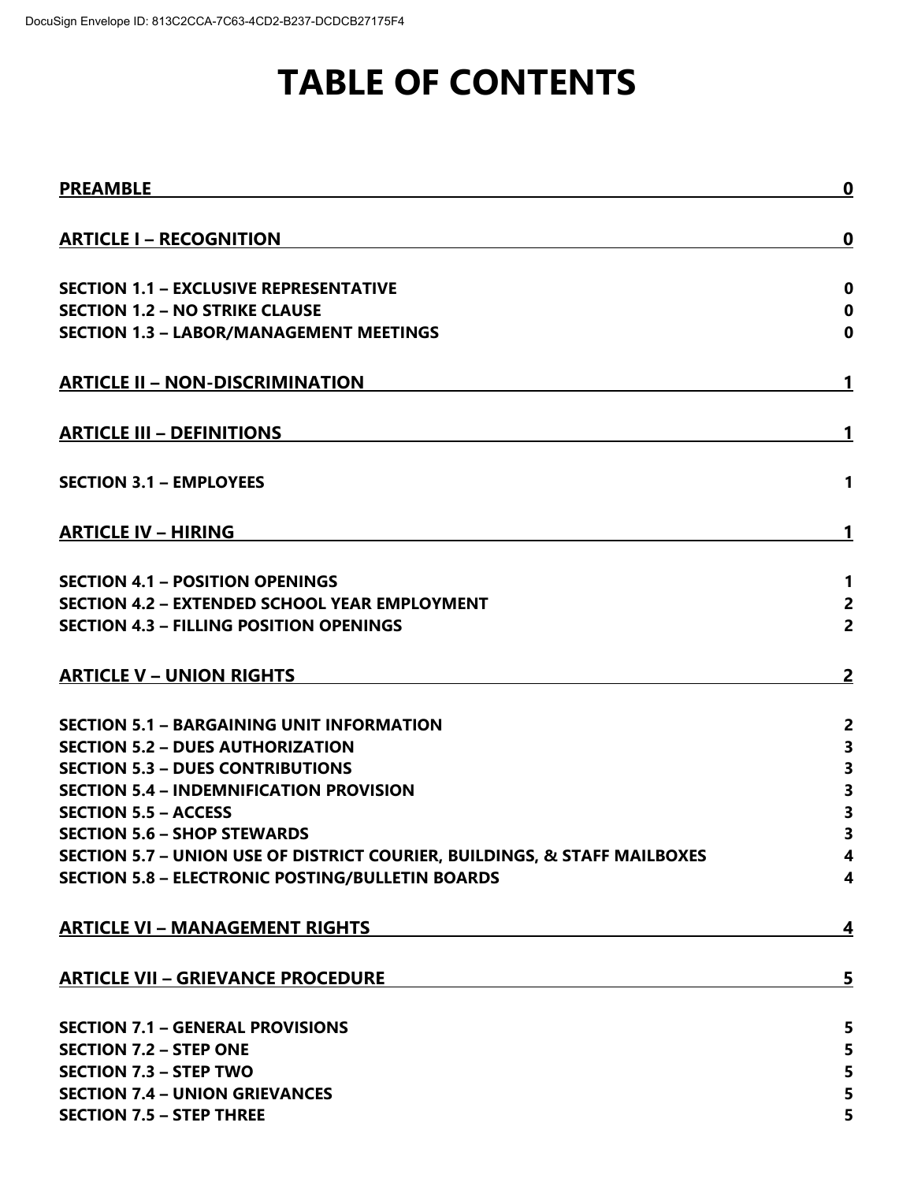# TABLE OF CONTENTS

| | |
|---|---|
| **PREAMBLE** | **0** |
| **ARTICLE I – RECOGNITION** | **0** |
| **SECTION 1.1 – EXCLUSIVE REPRESENTATIVE** | **0** |
| **SECTION 1.2 – NO STRIKE CLAUSE** | **0** |
| **SECTION 1.3 – LABOR/MANAGEMENT MEETINGS** | **0** |
| **ARTICLE II – NON-DISCRIMINATION** | **1** |
| **ARTICLE III – DEFINITIONS** | **1** |
| **SECTION 3.1 – EMPLOYEES** | **1** |
| **ARTICLE IV – HIRING** | **1** |
| **SECTION 4.1 – POSITION OPENINGS** | **1** |
| **SECTION 4.2 – EXTENDED SCHOOL YEAR EMPLOYMENT** | **2** |
| **SECTION 4.3 – FILLING POSITION OPENINGS** | **2** |
| **ARTICLE V – UNION RIGHTS** | **2** |
| **SECTION 5.1 – BARGAINING UNIT INFORMATION** | **2** |
| **SECTION 5.2 – DUES AUTHORIZATION** | **3** |
| **SECTION 5.3 – DUES CONTRIBUTIONS** | **3** |
| **SECTION 5.4 – INDEMNIFICATION PROVISION** | **3** |
| **SECTION 5.5 – ACCESS** | **3** |
| **SECTION 5.6 – SHOP STEWARDS** | **3** |
| **SECTION 5.7 – UNION USE OF DISTRICT COURIER, BUILDINGS, & STAFF MAILBOXES** | **4** |
| **SECTION 5.8 – ELECTRONIC POSTING/BULLETIN BOARDS** | **4** |
| **ARTICLE VI – MANAGEMENT RIGHTS** | **4** |
| **ARTICLE VII – GRIEVANCE PROCEDURE** | **5** |
| **SECTION 7.1 – GENERAL PROVISIONS** | **5** |
| **SECTION 7.2 – STEP ONE** | **5** |
| **SECTION 7.3 – STEP TWO** | **5** |
| **SECTION 7.4 – UNION GRIEVANCES** | **5** |
| **SECTION 7.5 – STEP THREE** | **5** |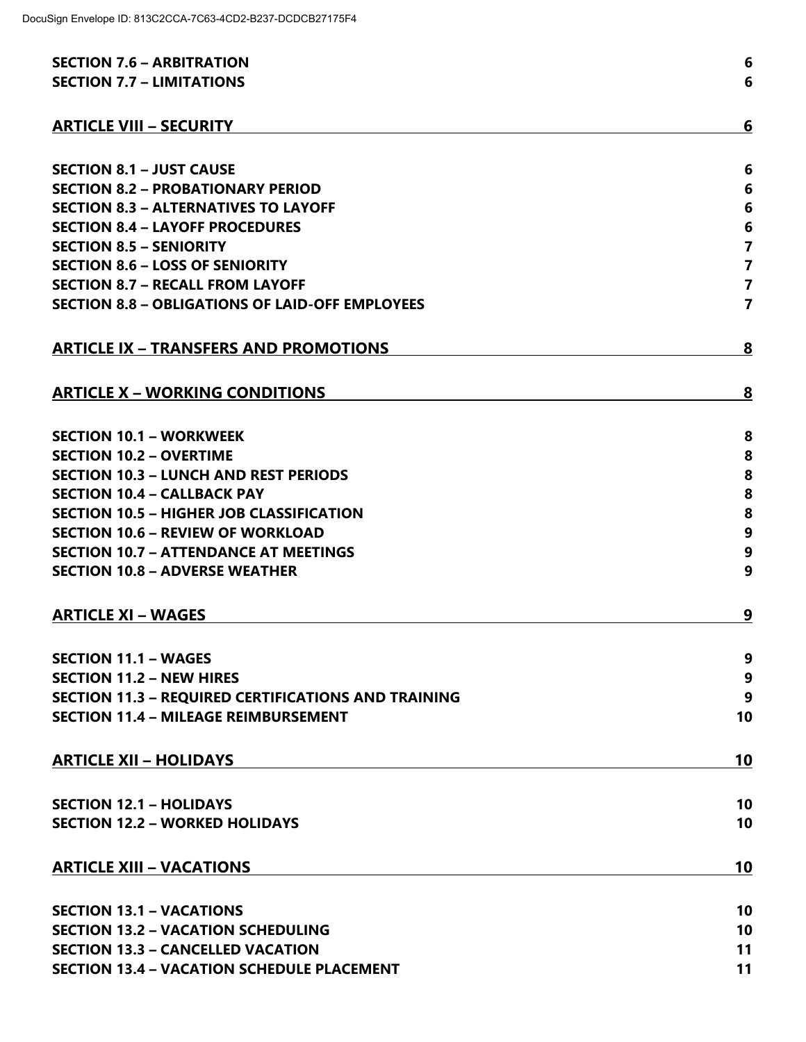**SECTION 7.6 – ARBITRATION** 6
**SECTION 7.7 – LIMITATIONS** 6

**ARTICLE VIII – SECURITY** 6

**SECTION 8.1 – JUST CAUSE** 6
**SECTION 8.2 – PROBATIONARY PERIOD** 6
**SECTION 8.3 – ALTERNATIVES TO LAYOFF** 6
**SECTION 8.4 – LAYOFF PROCEDURES** 6
**SECTION 8.5 – SENIORITY** 7
**SECTION 8.6 – LOSS OF SENIORITY** 7
**SECTION 8.7 – RECALL FROM LAYOFF** 7
**SECTION 8.8 – OBLIGATIONS OF LAID-OFF EMPLOYEES** 7

**ARTICLE IX – TRANSFERS AND PROMOTIONS** 8

**ARTICLE X – WORKING CONDITIONS** 8

**SECTION 10.1 – WORKWEEK** 8
**SECTION 10.2 – OVERTIME** 8
**SECTION 10.3 – LUNCH AND REST PERIODS** 8
**SECTION 10.4 – CALLBACK PAY** 8
**SECTION 10.5 – HIGHER JOB CLASSIFICATION** 8
**SECTION 10.6 – REVIEW OF WORKLOAD** 9
**SECTION 10.7 – ATTENDANCE AT MEETINGS** 9
**SECTION 10.8 – ADVERSE WEATHER** 9

**ARTICLE XI – WAGES** 9

**SECTION 11.1 – WAGES** 9
**SECTION 11.2 – NEW HIRES** 9
**SECTION 11.3 – REQUIRED CERTIFICATIONS AND TRAINING** 9
**SECTION 11.4 – MILEAGE REIMBURSEMENT** 10

**ARTICLE XII – HOLIDAYS** 10

**SECTION 12.1 – HOLIDAYS** 10
**SECTION 12.2 – WORKED HOLIDAYS** 10

**ARTICLE XIII – VACATIONS** 10

**SECTION 13.1 – VACATIONS** 10
**SECTION 13.2 – VACATION SCHEDULING** 10
**SECTION 13.3 – CANCELLED VACATION** 11
**SECTION 13.4 – VACATION SCHEDULE PLACEMENT** 11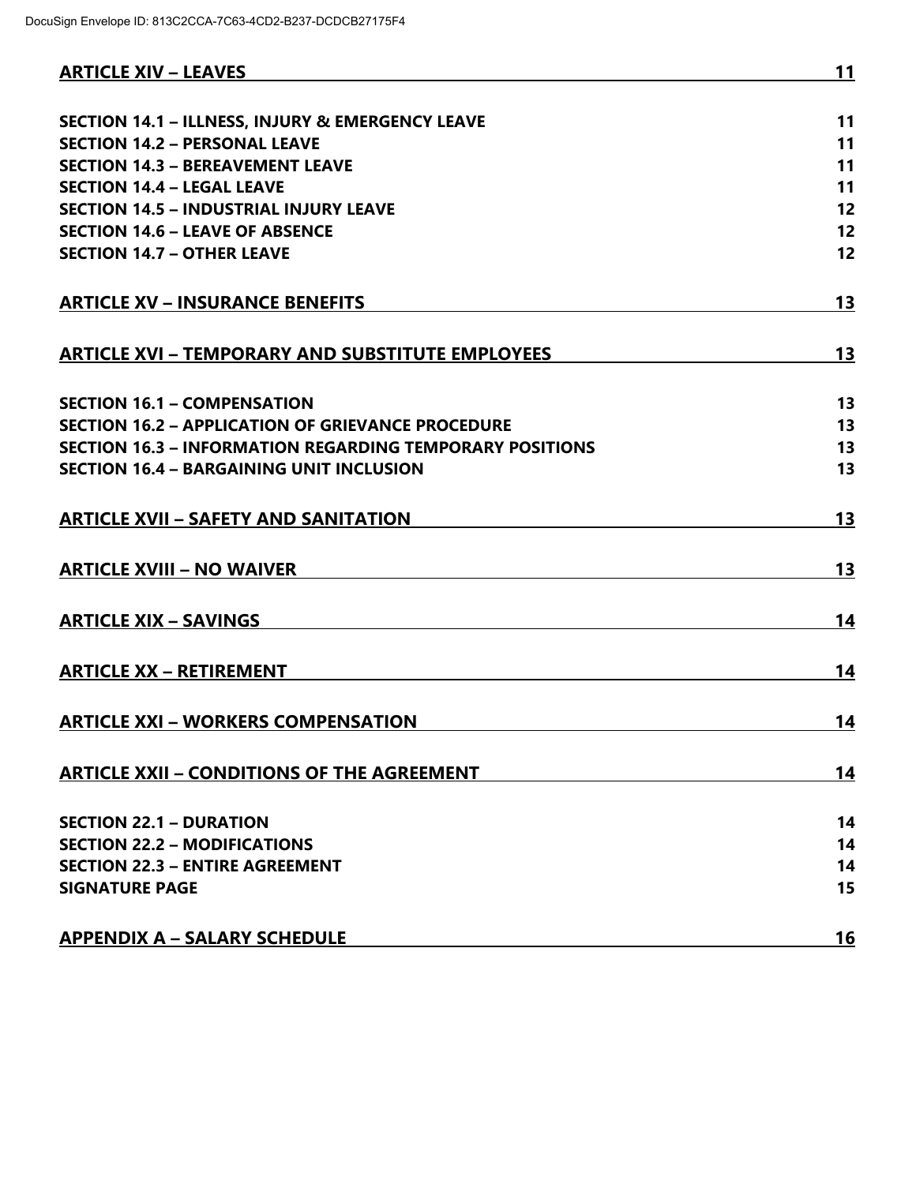**ARTICLE XIV – LEAVES** **11**

**SECTION 14.1 – ILLNESS, INJURY & EMERGENCY LEAVE** **11**
**SECTION 14.2 – PERSONAL LEAVE** **11**
**SECTION 14.3 – BEREAVEMENT LEAVE** **11**
**SECTION 14.4 – LEGAL LEAVE** **11**
**SECTION 14.5 – INDUSTRIAL INJURY LEAVE** **12**
**SECTION 14.6 – LEAVE OF ABSENCE** **12**
**SECTION 14.7 – OTHER LEAVE** **12**

**ARTICLE XV – INSURANCE BENEFITS** **13**

**ARTICLE XVI – TEMPORARY AND SUBSTITUTE EMPLOYEES** **13**

**SECTION 16.1 – COMPENSATION** **13**
**SECTION 16.2 – APPLICATION OF GRIEVANCE PROCEDURE** **13**
**SECTION 16.3 – INFORMATION REGARDING TEMPORARY POSITIONS** **13**
**SECTION 16.4 – BARGAINING UNIT INCLUSION** **13**

**ARTICLE XVII – SAFETY AND SANITATION** **13**

**ARTICLE XVIII – NO WAIVER** **13**

**ARTICLE XIX – SAVINGS** **14**

**ARTICLE XX – RETIREMENT** **14**

**ARTICLE XXI – WORKERS COMPENSATION** **14**

**ARTICLE XXII – CONDITIONS OF THE AGREEMENT** **14**

**SECTION 22.1 – DURATION** **14**
**SECTION 22.2 – MODIFICATIONS** **14**
**SECTION 22.3 – ENTIRE AGREEMENT** **14**
**SIGNATURE PAGE** **15**

**APPENDIX A – SALARY SCHEDULE** **16**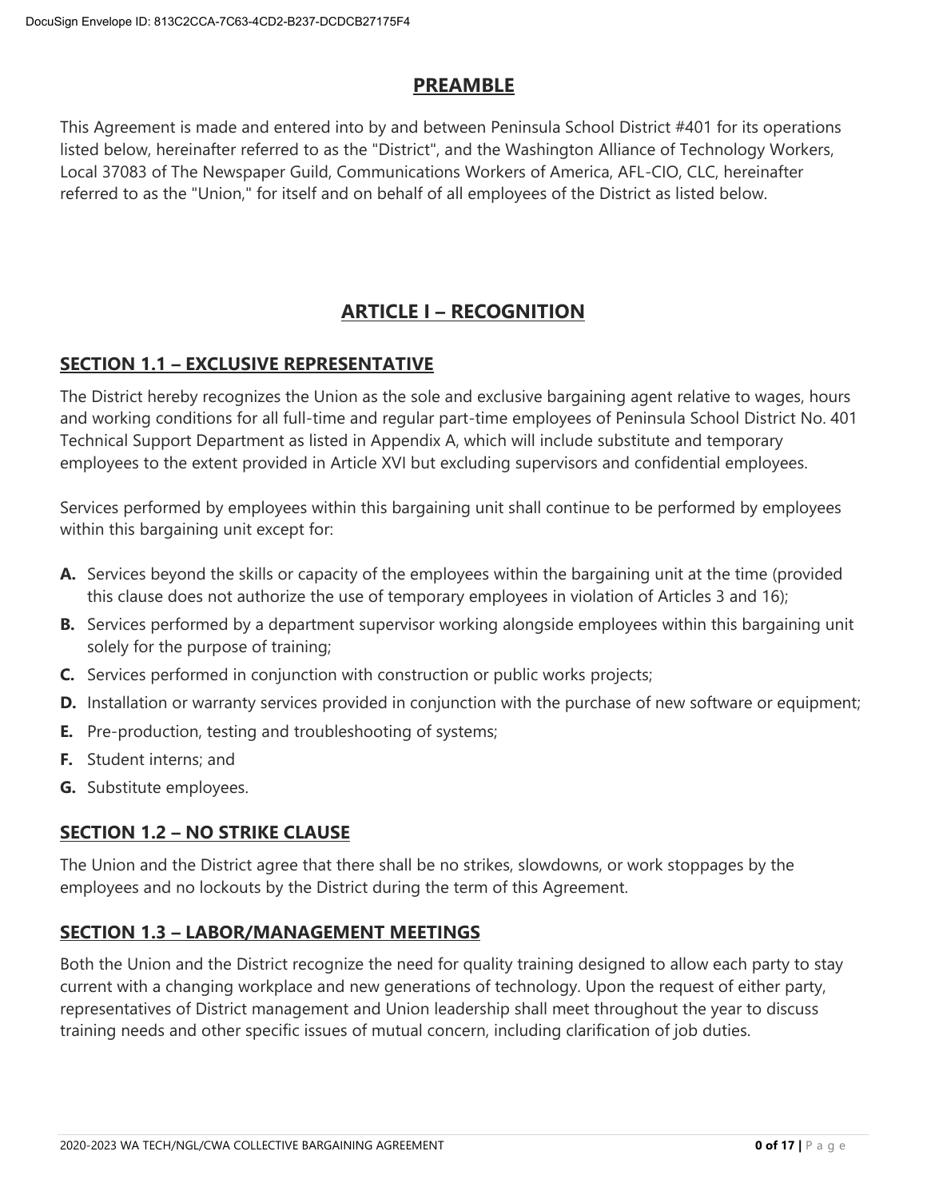## PREAMBLE

This Agreement is made and entered into by and between Peninsula School District #401 for its operations listed below, hereinafter referred to as the "District", and the Washington Alliance of Technology Workers, Local 37083 of The Newspaper Guild, Communications Workers of America, AFL-CIO, CLC, hereinafter referred to as the "Union," for itself and on behalf of all employees of the District as listed below.

## ARTICLE I – RECOGNITION

### SECTION 1.1 – EXCLUSIVE REPRESENTATIVE

The District hereby recognizes the Union as the sole and exclusive bargaining agent relative to wages, hours and working conditions for all full-time and regular part-time employees of Peninsula School District No. 401 Technical Support Department as listed in Appendix A, which will include substitute and temporary employees to the extent provided in Article XVI but excluding supervisors and confidential employees.

Services performed by employees within this bargaining unit shall continue to be performed by employees within this bargaining unit except for:

- **A.** Services beyond the skills or capacity of the employees within the bargaining unit at the time (provided this clause does not authorize the use of temporary employees in violation of Articles 3 and 16);
- **B.** Services performed by a department supervisor working alongside employees within this bargaining unit solely for the purpose of training;
- **C.** Services performed in conjunction with construction or public works projects;
- **D.** Installation or warranty services provided in conjunction with the purchase of new software or equipment;
- **E.** Pre-production, testing and troubleshooting of systems;
- **F.** Student interns; and
- **G.** Substitute employees.

### SECTION 1.2 – NO STRIKE CLAUSE

The Union and the District agree that there shall be no strikes, slowdowns, or work stoppages by the employees and no lockouts by the District during the term of this Agreement.

### SECTION 1.3 – LABOR/MANAGEMENT MEETINGS

Both the Union and the District recognize the need for quality training designed to allow each party to stay current with a changing workplace and new generations of technology. Upon the request of either party, representatives of District management and Union leadership shall meet throughout the year to discuss training needs and other specific issues of mutual concern, including clarification of job duties.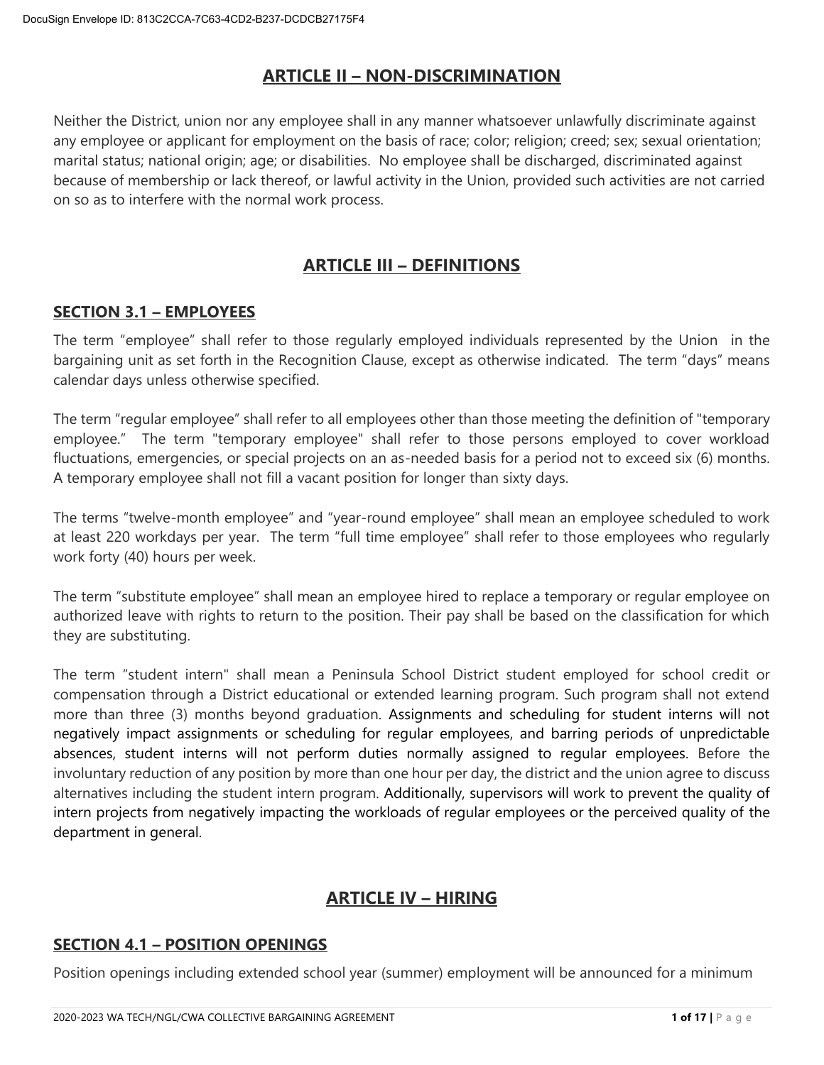## ARTICLE II – NON-DISCRIMINATION

Neither the District, union nor any employee shall in any manner whatsoever unlawfully discriminate against any employee or applicant for employment on the basis of race; color; religion; creed; sex; sexual orientation; marital status; national origin; age; or disabilities. No employee shall be discharged, discriminated against because of membership or lack thereof, or lawful activity in the Union, provided such activities are not carried on so as to interfere with the normal work process.

## ARTICLE III – DEFINITIONS

### SECTION 3.1 – EMPLOYEES

The term "employee" shall refer to those regularly employed individuals represented by the Union in the bargaining unit as set forth in the Recognition Clause, except as otherwise indicated. The term "days" means calendar days unless otherwise specified.

The term "regular employee" shall refer to all employees other than those meeting the definition of "temporary employee." The term "temporary employee" shall refer to those persons employed to cover workload fluctuations, emergencies, or special projects on an as-needed basis for a period not to exceed six (6) months. A temporary employee shall not fill a vacant position for longer than sixty days.

The terms "twelve-month employee" and "year-round employee" shall mean an employee scheduled to work at least 220 workdays per year. The term "full time employee" shall refer to those employees who regularly work forty (40) hours per week.

The term "substitute employee" shall mean an employee hired to replace a temporary or regular employee on authorized leave with rights to return to the position. Their pay shall be based on the classification for which they are substituting.

The term "student intern" shall mean a Peninsula School District student employed for school credit or compensation through a District educational or extended learning program. Such program shall not extend more than three (3) months beyond graduation. Assignments and scheduling for student interns will not negatively impact assignments or scheduling for regular employees, and barring periods of unpredictable absences, student interns will not perform duties normally assigned to regular employees. Before the involuntary reduction of any position by more than one hour per day, the district and the union agree to discuss alternatives including the student intern program. Additionally, supervisors will work to prevent the quality of intern projects from negatively impacting the workloads of regular employees or the perceived quality of the department in general.

## ARTICLE IV – HIRING

### SECTION 4.1 – POSITION OPENINGS

Position openings including extended school year (summer) employment will be announced for a minimum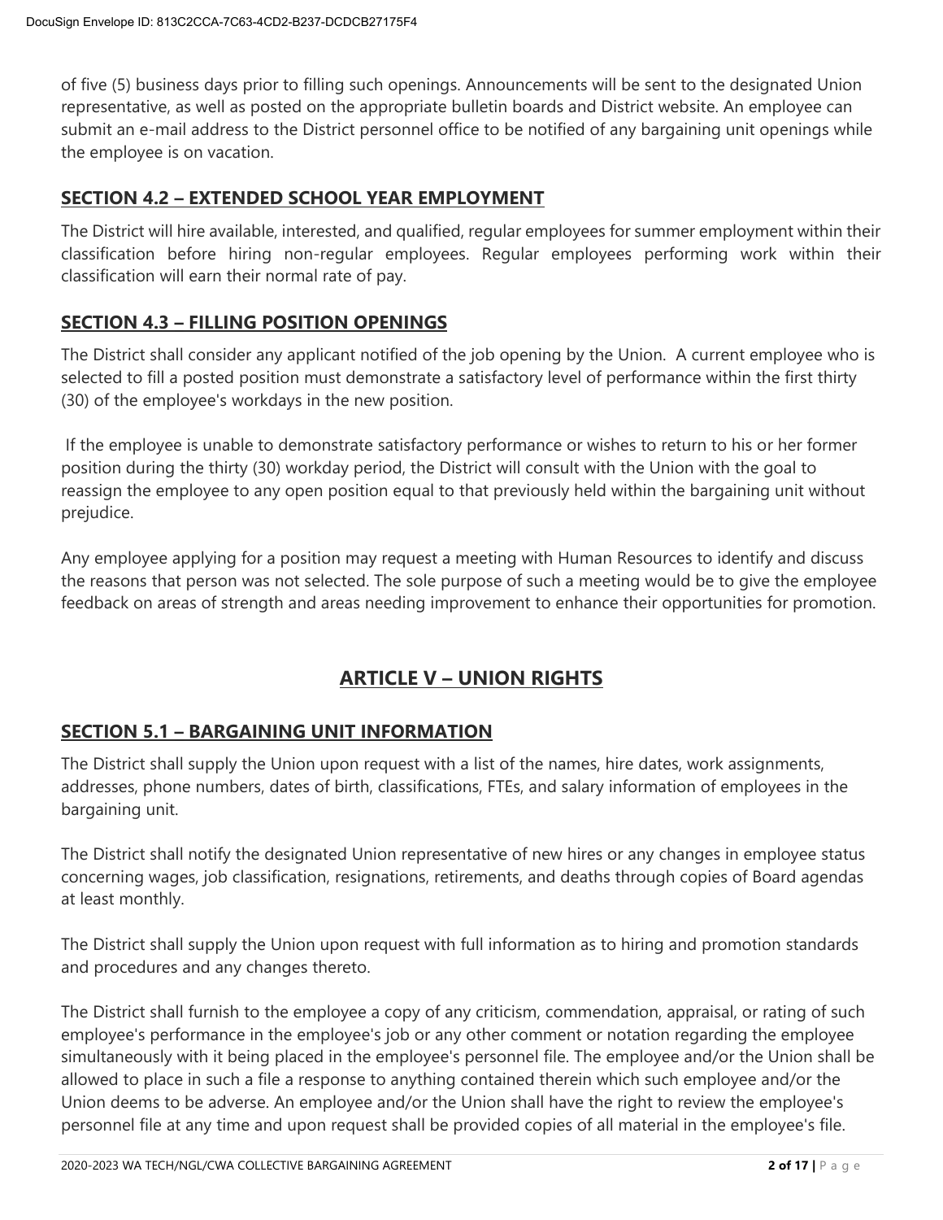of five (5) business days prior to filling such openings. Announcements will be sent to the designated Union representative, as well as posted on the appropriate bulletin boards and District website. An employee can submit an e-mail address to the District personnel office to be notified of any bargaining unit openings while the employee is on vacation.

### SECTION 4.2 – EXTENDED SCHOOL YEAR EMPLOYMENT

The District will hire available, interested, and qualified, regular employees for summer employment within their classification before hiring non-regular employees. Regular employees performing work within their classification will earn their normal rate of pay.

### SECTION 4.3 – FILLING POSITION OPENINGS

The District shall consider any applicant notified of the job opening by the Union. A current employee who is selected to fill a posted position must demonstrate a satisfactory level of performance within the first thirty (30) of the employee's workdays in the new position.

If the employee is unable to demonstrate satisfactory performance or wishes to return to his or her former position during the thirty (30) workday period, the District will consult with the Union with the goal to reassign the employee to any open position equal to that previously held within the bargaining unit without prejudice.

Any employee applying for a position may request a meeting with Human Resources to identify and discuss the reasons that person was not selected. The sole purpose of such a meeting would be to give the employee feedback on areas of strength and areas needing improvement to enhance their opportunities for promotion.

## ARTICLE V – UNION RIGHTS

### SECTION 5.1 – BARGAINING UNIT INFORMATION

The District shall supply the Union upon request with a list of the names, hire dates, work assignments, addresses, phone numbers, dates of birth, classifications, FTEs, and salary information of employees in the bargaining unit.

The District shall notify the designated Union representative of new hires or any changes in employee status concerning wages, job classification, resignations, retirements, and deaths through copies of Board agendas at least monthly.

The District shall supply the Union upon request with full information as to hiring and promotion standards and procedures and any changes thereto.

The District shall furnish to the employee a copy of any criticism, commendation, appraisal, or rating of such employee's performance in the employee's job or any other comment or notation regarding the employee simultaneously with it being placed in the employee's personnel file. The employee and/or the Union shall be allowed to place in such a file a response to anything contained therein which such employee and/or the Union deems to be adverse. An employee and/or the Union shall have the right to review the employee's personnel file at any time and upon request shall be provided copies of all material in the employee's file.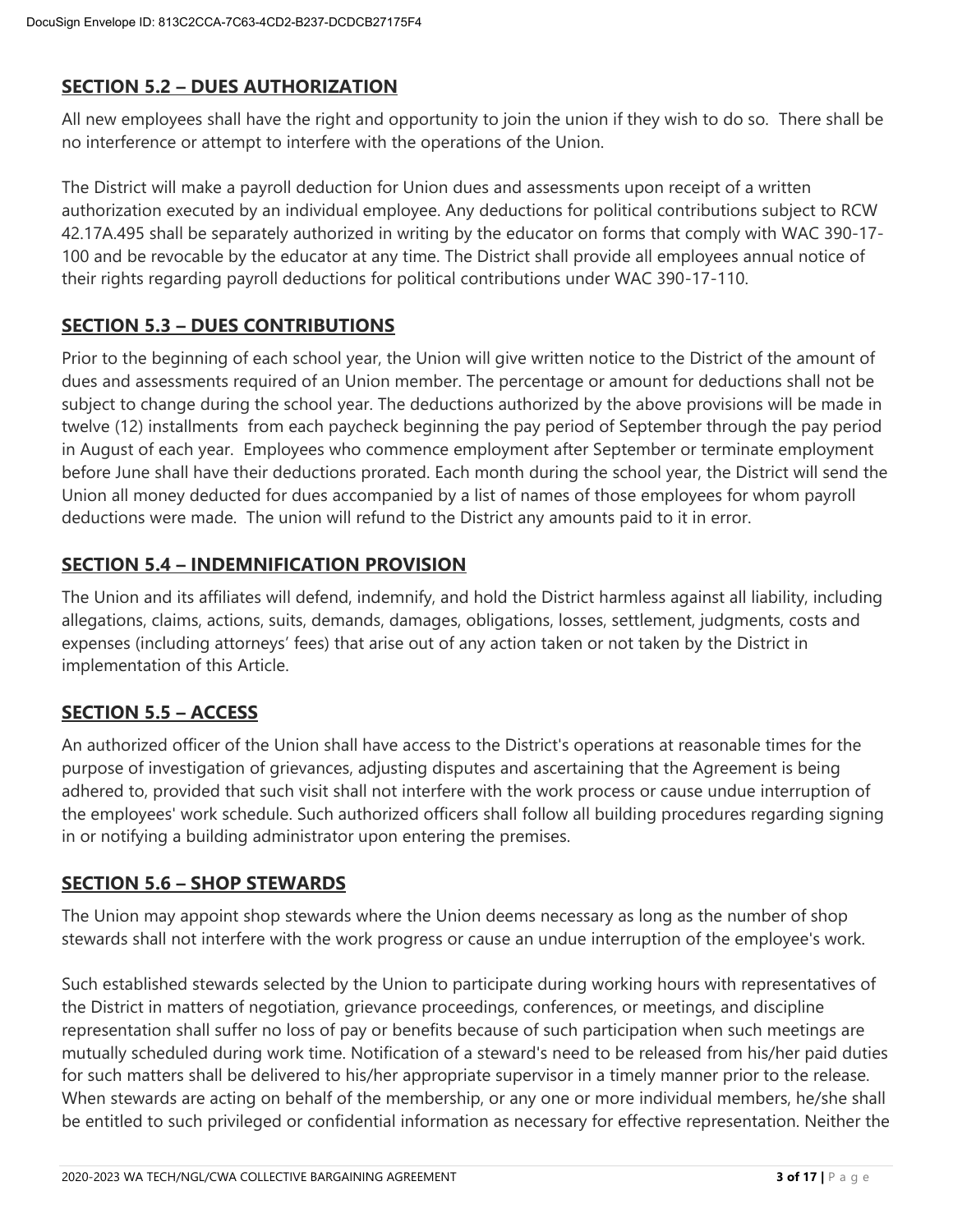## SECTION 5.2 – DUES AUTHORIZATION

All new employees shall have the right and opportunity to join the union if they wish to do so. There shall be no interference or attempt to interfere with the operations of the Union.

The District will make a payroll deduction for Union dues and assessments upon receipt of a written authorization executed by an individual employee. Any deductions for political contributions subject to RCW 42.17A.495 shall be separately authorized in writing by the educator on forms that comply with WAC 390-17-100 and be revocable by the educator at any time. The District shall provide all employees annual notice of their rights regarding payroll deductions for political contributions under WAC 390-17-110.

## SECTION 5.3 – DUES CONTRIBUTIONS

Prior to the beginning of each school year, the Union will give written notice to the District of the amount of dues and assessments required of an Union member. The percentage or amount for deductions shall not be subject to change during the school year. The deductions authorized by the above provisions will be made in twelve (12) installments from each paycheck beginning the pay period of September through the pay period in August of each year. Employees who commence employment after September or terminate employment before June shall have their deductions prorated. Each month during the school year, the District will send the Union all money deducted for dues accompanied by a list of names of those employees for whom payroll deductions were made. The union will refund to the District any amounts paid to it in error.

## SECTION 5.4 – INDEMNIFICATION PROVISION

The Union and its affiliates will defend, indemnify, and hold the District harmless against all liability, including allegations, claims, actions, suits, demands, damages, obligations, losses, settlement, judgments, costs and expenses (including attorneys' fees) that arise out of any action taken or not taken by the District in implementation of this Article.

## SECTION 5.5 – ACCESS

An authorized officer of the Union shall have access to the District's operations at reasonable times for the purpose of investigation of grievances, adjusting disputes and ascertaining that the Agreement is being adhered to, provided that such visit shall not interfere with the work process or cause undue interruption of the employees' work schedule. Such authorized officers shall follow all building procedures regarding signing in or notifying a building administrator upon entering the premises.

## SECTION 5.6 – SHOP STEWARDS

The Union may appoint shop stewards where the Union deems necessary as long as the number of shop stewards shall not interfere with the work progress or cause an undue interruption of the employee's work.

Such established stewards selected by the Union to participate during working hours with representatives of the District in matters of negotiation, grievance proceedings, conferences, or meetings, and discipline representation shall suffer no loss of pay or benefits because of such participation when such meetings are mutually scheduled during work time. Notification of a steward's need to be released from his/her paid duties for such matters shall be delivered to his/her appropriate supervisor in a timely manner prior to the release. When stewards are acting on behalf of the membership, or any one or more individual members, he/she shall be entitled to such privileged or confidential information as necessary for effective representation. Neither the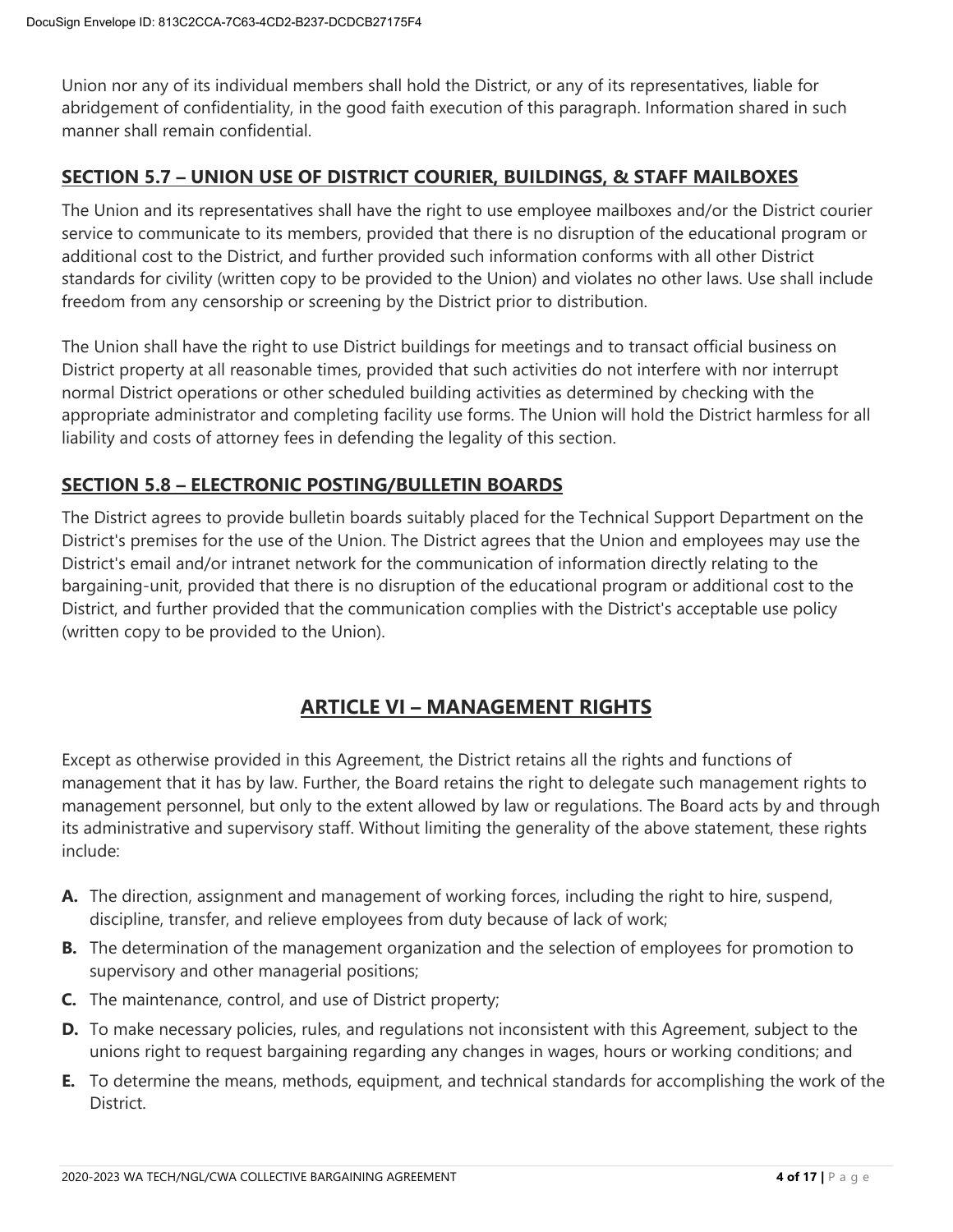Union nor any of its individual members shall hold the District, or any of its representatives, liable for abridgement of confidentiality, in the good faith execution of this paragraph. Information shared in such manner shall remain confidential.

### SECTION 5.7 – UNION USE OF DISTRICT COURIER, BUILDINGS, & STAFF MAILBOXES

The Union and its representatives shall have the right to use employee mailboxes and/or the District courier service to communicate to its members, provided that there is no disruption of the educational program or additional cost to the District, and further provided such information conforms with all other District standards for civility (written copy to be provided to the Union) and violates no other laws. Use shall include freedom from any censorship or screening by the District prior to distribution.

The Union shall have the right to use District buildings for meetings and to transact official business on District property at all reasonable times, provided that such activities do not interfere with nor interrupt normal District operations or other scheduled building activities as determined by checking with the appropriate administrator and completing facility use forms. The Union will hold the District harmless for all liability and costs of attorney fees in defending the legality of this section.

### SECTION 5.8 – ELECTRONIC POSTING/BULLETIN BOARDS

The District agrees to provide bulletin boards suitably placed for the Technical Support Department on the District's premises for the use of the Union. The District agrees that the Union and employees may use the District's email and/or intranet network for the communication of information directly relating to the bargaining-unit, provided that there is no disruption of the educational program or additional cost to the District, and further provided that the communication complies with the District's acceptable use policy (written copy to be provided to the Union).

## ARTICLE VI – MANAGEMENT RIGHTS

Except as otherwise provided in this Agreement, the District retains all the rights and functions of management that it has by law. Further, the Board retains the right to delegate such management rights to management personnel, but only to the extent allowed by law or regulations. The Board acts by and through its administrative and supervisory staff. Without limiting the generality of the above statement, these rights include:

- **A.** The direction, assignment and management of working forces, including the right to hire, suspend, discipline, transfer, and relieve employees from duty because of lack of work;
- **B.** The determination of the management organization and the selection of employees for promotion to supervisory and other managerial positions;
- **C.** The maintenance, control, and use of District property;
- **D.** To make necessary policies, rules, and regulations not inconsistent with this Agreement, subject to the unions right to request bargaining regarding any changes in wages, hours or working conditions; and
- **E.** To determine the means, methods, equipment, and technical standards for accomplishing the work of the District.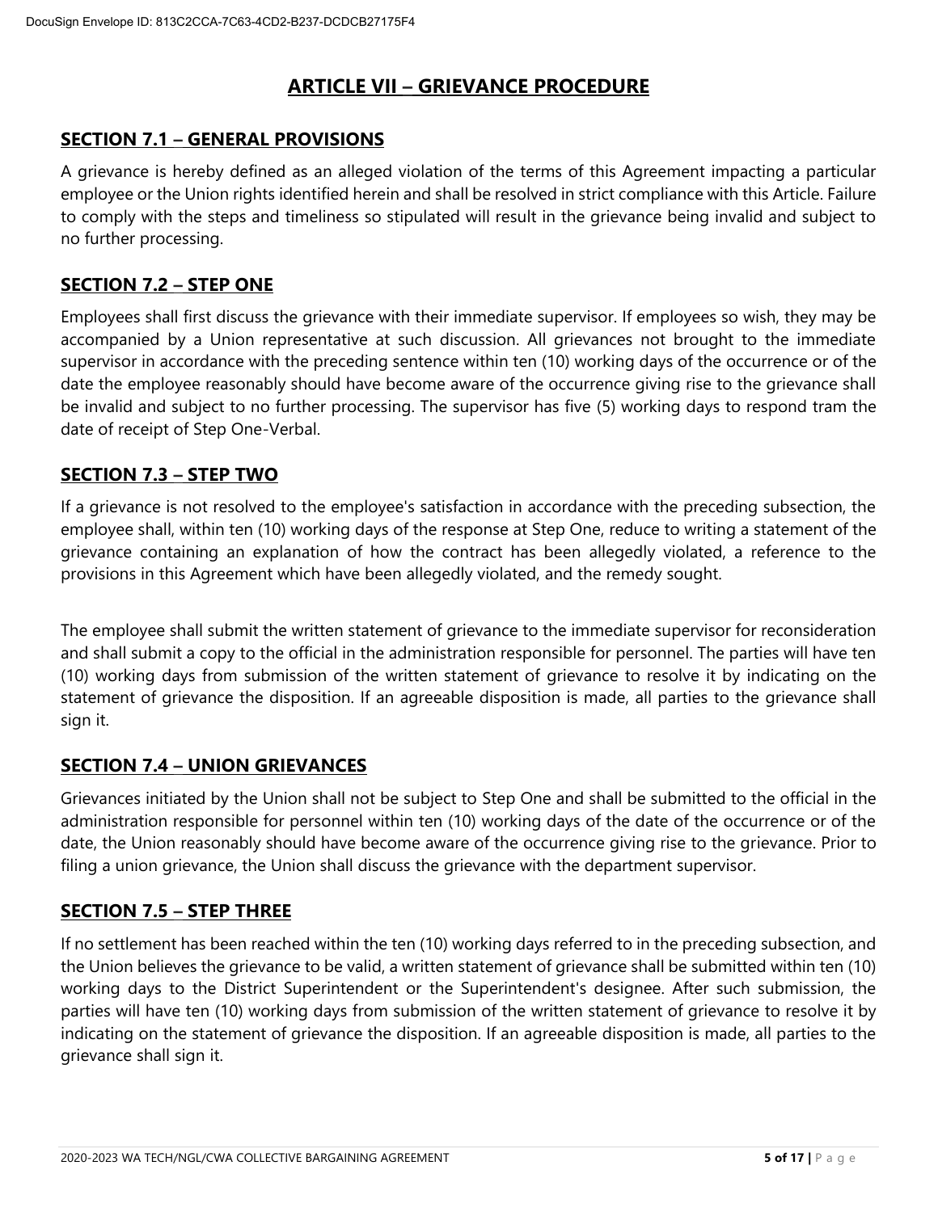## ARTICLE VII – GRIEVANCE PROCEDURE

### SECTION 7.1 – GENERAL PROVISIONS

A grievance is hereby defined as an alleged violation of the terms of this Agreement impacting a particular employee or the Union rights identified herein and shall be resolved in strict compliance with this Article. Failure to comply with the steps and timeliness so stipulated will result in the grievance being invalid and subject to no further processing.

### SECTION 7.2 – STEP ONE

Employees shall first discuss the grievance with their immediate supervisor. If employees so wish, they may be accompanied by a Union representative at such discussion. All grievances not brought to the immediate supervisor in accordance with the preceding sentence within ten (10) working days of the occurrence or of the date the employee reasonably should have become aware of the occurrence giving rise to the grievance shall be invalid and subject to no further processing. The supervisor has five (5) working days to respond tram the date of receipt of Step One-Verbal.

### SECTION 7.3 – STEP TWO

If a grievance is not resolved to the employee's satisfaction in accordance with the preceding subsection, the employee shall, within ten (10) working days of the response at Step One, reduce to writing a statement of the grievance containing an explanation of how the contract has been allegedly violated, a reference to the provisions in this Agreement which have been allegedly violated, and the remedy sought.

The employee shall submit the written statement of grievance to the immediate supervisor for reconsideration and shall submit a copy to the official in the administration responsible for personnel. The parties will have ten (10) working days from submission of the written statement of grievance to resolve it by indicating on the statement of grievance the disposition. If an agreeable disposition is made, all parties to the grievance shall sign it.

### SECTION 7.4 – UNION GRIEVANCES

Grievances initiated by the Union shall not be subject to Step One and shall be submitted to the official in the administration responsible for personnel within ten (10) working days of the date of the occurrence or of the date, the Union reasonably should have become aware of the occurrence giving rise to the grievance. Prior to filing a union grievance, the Union shall discuss the grievance with the department supervisor.

### SECTION 7.5 – STEP THREE

If no settlement has been reached within the ten (10) working days referred to in the preceding subsection, and the Union believes the grievance to be valid, a written statement of grievance shall be submitted within ten (10) working days to the District Superintendent or the Superintendent's designee. After such submission, the parties will have ten (10) working days from submission of the written statement of grievance to resolve it by indicating on the statement of grievance the disposition. If an agreeable disposition is made, all parties to the grievance shall sign it.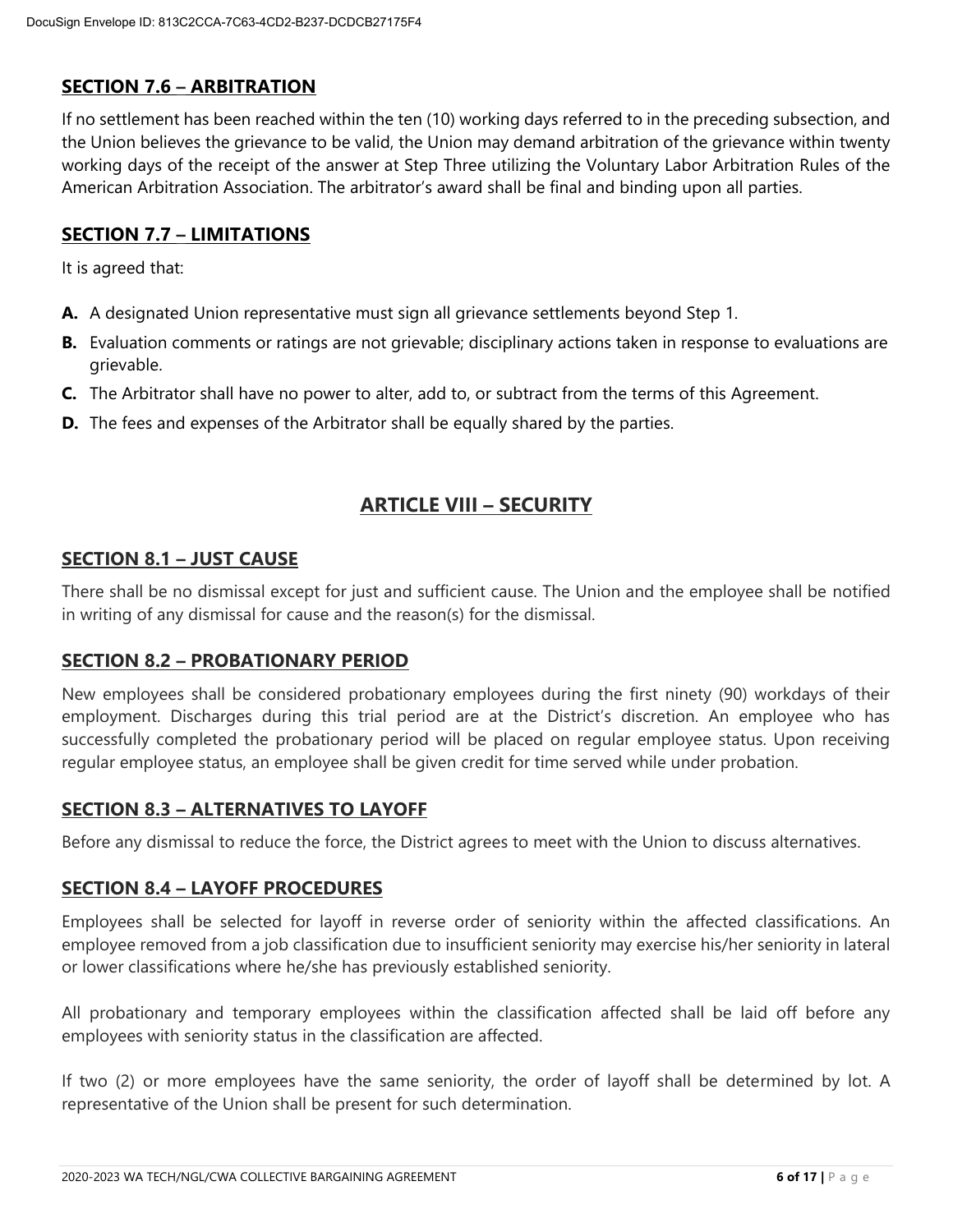### SECTION 7.6 – ARBITRATION

If no settlement has been reached within the ten (10) working days referred to in the preceding subsection, and the Union believes the grievance to be valid, the Union may demand arbitration of the grievance within twenty working days of the receipt of the answer at Step Three utilizing the Voluntary Labor Arbitration Rules of the American Arbitration Association. The arbitrator's award shall be final and binding upon all parties.

### SECTION 7.7 – LIMITATIONS

It is agreed that:

**A.** A designated Union representative must sign all grievance settlements beyond Step 1.

**B.** Evaluation comments or ratings are not grievable; disciplinary actions taken in response to evaluations are grievable.

**C.** The Arbitrator shall have no power to alter, add to, or subtract from the terms of this Agreement.

**D.** The fees and expenses of the Arbitrator shall be equally shared by the parties.

## ARTICLE VIII – SECURITY

### SECTION 8.1 – JUST CAUSE

There shall be no dismissal except for just and sufficient cause. The Union and the employee shall be notified in writing of any dismissal for cause and the reason(s) for the dismissal.

### SECTION 8.2 – PROBATIONARY PERIOD

New employees shall be considered probationary employees during the first ninety (90) workdays of their employment. Discharges during this trial period are at the District's discretion. An employee who has successfully completed the probationary period will be placed on regular employee status. Upon receiving regular employee status, an employee shall be given credit for time served while under probation.

### SECTION 8.3 – ALTERNATIVES TO LAYOFF

Before any dismissal to reduce the force, the District agrees to meet with the Union to discuss alternatives.

### SECTION 8.4 – LAYOFF PROCEDURES

Employees shall be selected for layoff in reverse order of seniority within the affected classifications. An employee removed from a job classification due to insufficient seniority may exercise his/her seniority in lateral or lower classifications where he/she has previously established seniority.

All probationary and temporary employees within the classification affected shall be laid off before any employees with seniority status in the classification are affected.

If two (2) or more employees have the same seniority, the order of layoff shall be determined by lot. A representative of the Union shall be present for such determination.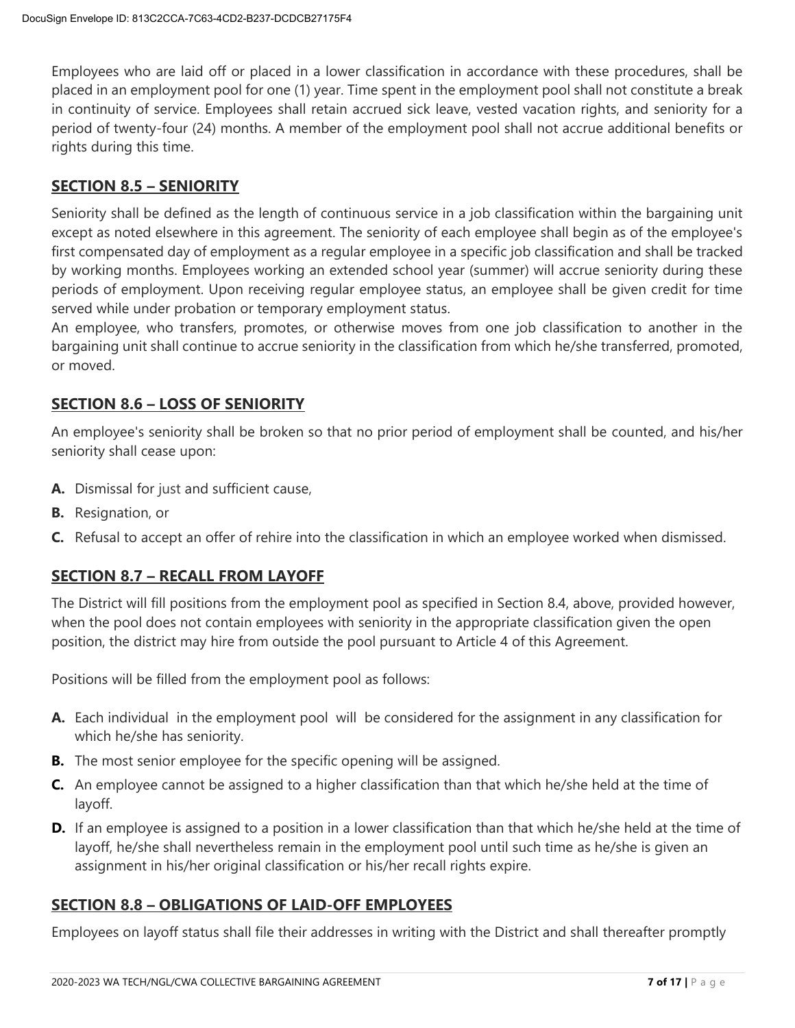Employees who are laid off or placed in a lower classification in accordance with these procedures, shall be placed in an employment pool for one (1) year. Time spent in the employment pool shall not constitute a break in continuity of service. Employees shall retain accrued sick leave, vested vacation rights, and seniority for a period of twenty-four (24) months. A member of the employment pool shall not accrue additional benefits or rights during this time.

## SECTION 8.5 – SENIORITY

Seniority shall be defined as the length of continuous service in a job classification within the bargaining unit except as noted elsewhere in this agreement. The seniority of each employee shall begin as of the employee's first compensated day of employment as a regular employee in a specific job classification and shall be tracked by working months. Employees working an extended school year (summer) will accrue seniority during these periods of employment. Upon receiving regular employee status, an employee shall be given credit for time served while under probation or temporary employment status.

An employee, who transfers, promotes, or otherwise moves from one job classification to another in the bargaining unit shall continue to accrue seniority in the classification from which he/she transferred, promoted, or moved.

## SECTION 8.6 – LOSS OF SENIORITY

An employee's seniority shall be broken so that no prior period of employment shall be counted, and his/her seniority shall cease upon:

**A.** Dismissal for just and sufficient cause,

**B.** Resignation, or

**C.** Refusal to accept an offer of rehire into the classification in which an employee worked when dismissed.

## SECTION 8.7 – RECALL FROM LAYOFF

The District will fill positions from the employment pool as specified in Section 8.4, above, provided however, when the pool does not contain employees with seniority in the appropriate classification given the open position, the district may hire from outside the pool pursuant to Article 4 of this Agreement.

Positions will be filled from the employment pool as follows:

**A.** Each individual in the employment pool will be considered for the assignment in any classification for which he/she has seniority.

**B.** The most senior employee for the specific opening will be assigned.

**C.** An employee cannot be assigned to a higher classification than that which he/she held at the time of layoff.

**D.** If an employee is assigned to a position in a lower classification than that which he/she held at the time of layoff, he/she shall nevertheless remain in the employment pool until such time as he/she is given an assignment in his/her original classification or his/her recall rights expire.

## SECTION 8.8 – OBLIGATIONS OF LAID-OFF EMPLOYEES

Employees on layoff status shall file their addresses in writing with the District and shall thereafter promptly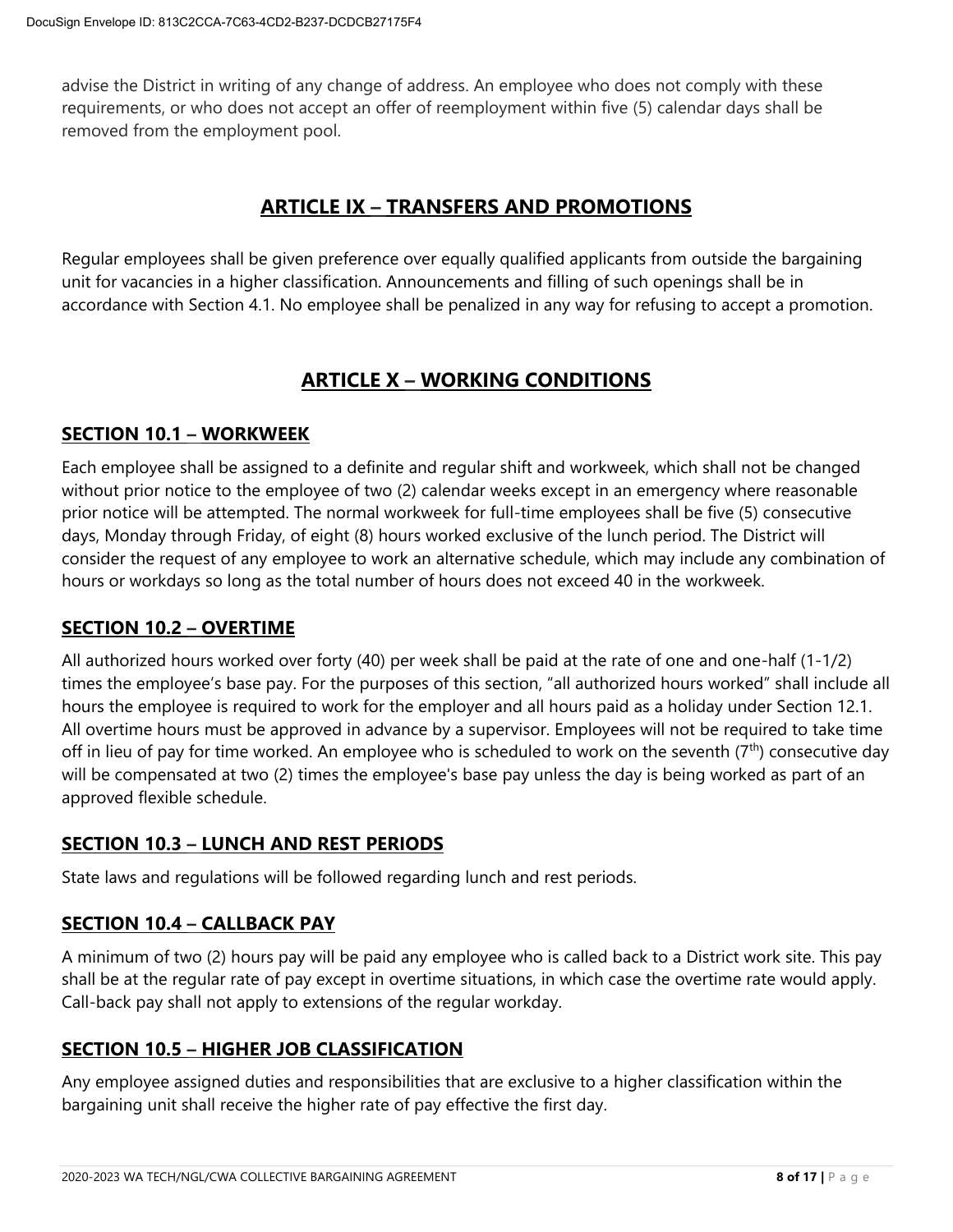advise the District in writing of any change of address. An employee who does not comply with these requirements, or who does not accept an offer of reemployment within five (5) calendar days shall be removed from the employment pool.

## ARTICLE IX – TRANSFERS AND PROMOTIONS

Regular employees shall be given preference over equally qualified applicants from outside the bargaining unit for vacancies in a higher classification. Announcements and filling of such openings shall be in accordance with Section 4.1. No employee shall be penalized in any way for refusing to accept a promotion.

## ARTICLE X – WORKING CONDITIONS

### SECTION 10.1 – WORKWEEK

Each employee shall be assigned to a definite and regular shift and workweek, which shall not be changed without prior notice to the employee of two (2) calendar weeks except in an emergency where reasonable prior notice will be attempted. The normal workweek for full-time employees shall be five (5) consecutive days, Monday through Friday, of eight (8) hours worked exclusive of the lunch period. The District will consider the request of any employee to work an alternative schedule, which may include any combination of hours or workdays so long as the total number of hours does not exceed 40 in the workweek.

### SECTION 10.2 – OVERTIME

All authorized hours worked over forty (40) per week shall be paid at the rate of one and one-half (1-1/2) times the employee's base pay. For the purposes of this section, "all authorized hours worked" shall include all hours the employee is required to work for the employer and all hours paid as a holiday under Section 12.1. All overtime hours must be approved in advance by a supervisor. Employees will not be required to take time off in lieu of pay for time worked. An employee who is scheduled to work on the seventh ($7^{th}$) consecutive day will be compensated at two (2) times the employee's base pay unless the day is being worked as part of an approved flexible schedule.

### SECTION 10.3 – LUNCH AND REST PERIODS

State laws and regulations will be followed regarding lunch and rest periods.

### SECTION 10.4 – CALLBACK PAY

A minimum of two (2) hours pay will be paid any employee who is called back to a District work site. This pay shall be at the regular rate of pay except in overtime situations, in which case the overtime rate would apply. Call-back pay shall not apply to extensions of the regular workday.

### SECTION 10.5 – HIGHER JOB CLASSIFICATION

Any employee assigned duties and responsibilities that are exclusive to a higher classification within the bargaining unit shall receive the higher rate of pay effective the first day.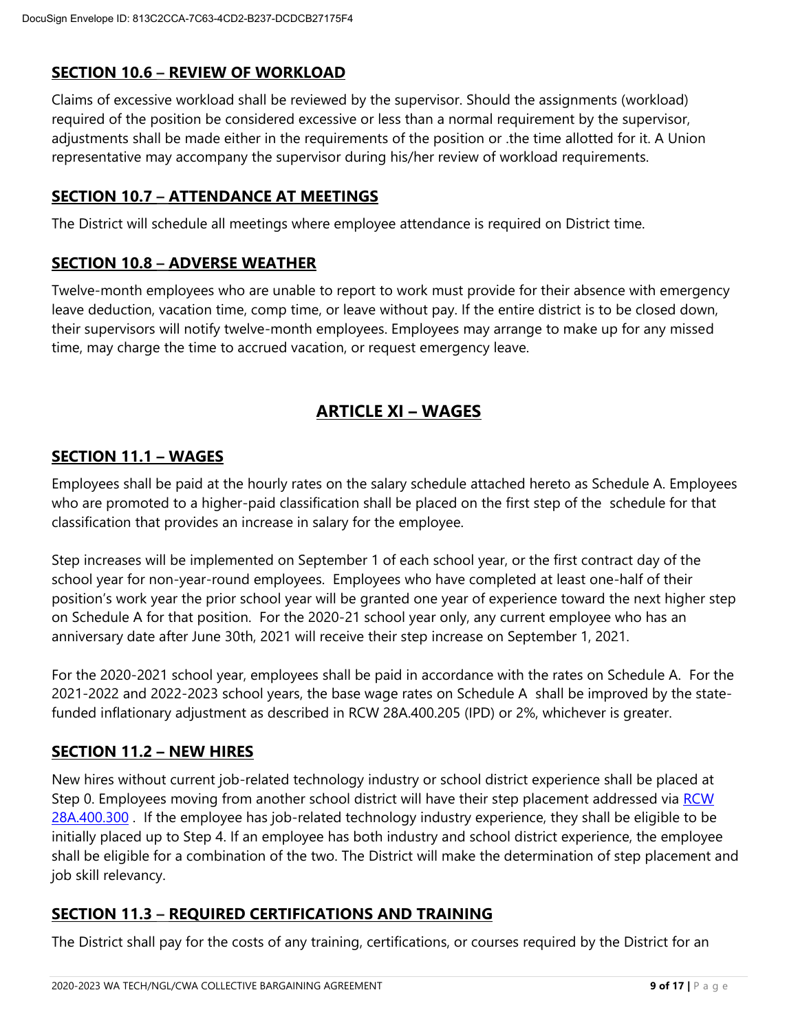## SECTION 10.6 – REVIEW OF WORKLOAD

Claims of excessive workload shall be reviewed by the supervisor. Should the assignments (workload) required of the position be considered excessive or less than a normal requirement by the supervisor, adjustments shall be made either in the requirements of the position or .the time allotted for it. A Union representative may accompany the supervisor during his/her review of workload requirements.

## SECTION 10.7 – ATTENDANCE AT MEETINGS

The District will schedule all meetings where employee attendance is required on District time.

## SECTION 10.8 – ADVERSE WEATHER

Twelve-month employees who are unable to report to work must provide for their absence with emergency leave deduction, vacation time, comp time, or leave without pay. If the entire district is to be closed down, their supervisors will notify twelve-month employees. Employees may arrange to make up for any missed time, may charge the time to accrued vacation, or request emergency leave.

# ARTICLE XI – WAGES

## SECTION 11.1 – WAGES

Employees shall be paid at the hourly rates on the salary schedule attached hereto as Schedule A. Employees who are promoted to a higher-paid classification shall be placed on the first step of the schedule for that classification that provides an increase in salary for the employee.

Step increases will be implemented on September 1 of each school year, or the first contract day of the school year for non-year-round employees. Employees who have completed at least one-half of their position's work year the prior school year will be granted one year of experience toward the next higher step on Schedule A for that position. For the 2020-21 school year only, any current employee who has an anniversary date after June 30th, 2021 will receive their step increase on September 1, 2021.

For the 2020-2021 school year, employees shall be paid in accordance with the rates on Schedule A. For the 2021-2022 and 2022-2023 school years, the base wage rates on Schedule A shall be improved by the state-funded inflationary adjustment as described in RCW 28A.400.205 (IPD) or 2%, whichever is greater.

## SECTION 11.2 – NEW HIRES

New hires without current job-related technology industry or school district experience shall be placed at Step 0. Employees moving from another school district will have their step placement addressed via RCW 28A.400.300 . If the employee has job-related technology industry experience, they shall be eligible to be initially placed up to Step 4. If an employee has both industry and school district experience, the employee shall be eligible for a combination of the two. The District will make the determination of step placement and job skill relevancy.

## SECTION 11.3 – REQUIRED CERTIFICATIONS AND TRAINING

The District shall pay for the costs of any training, certifications, or courses required by the District for an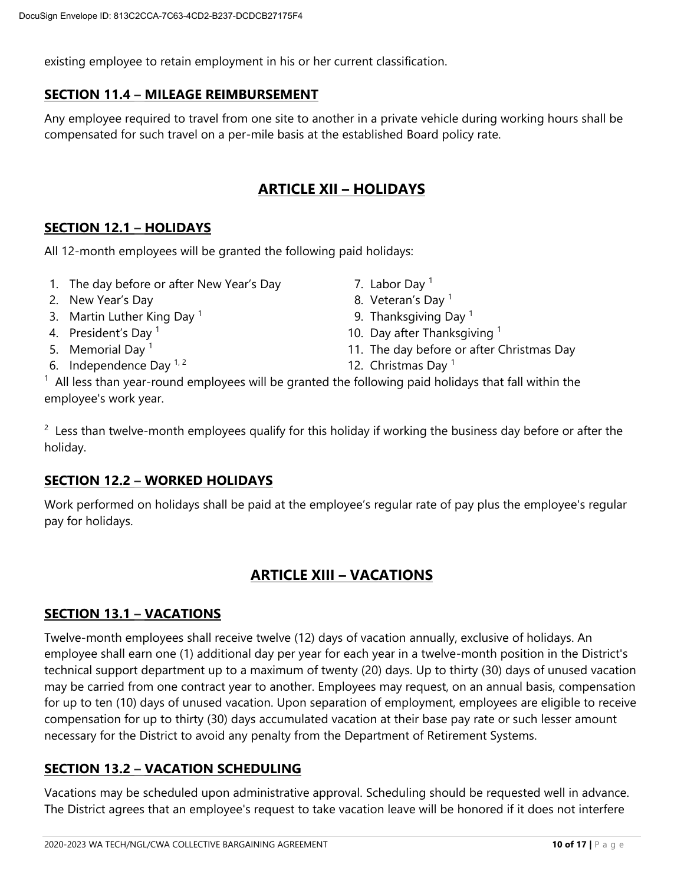existing employee to retain employment in his or her current classification.

### SECTION 11.4 – MILEAGE REIMBURSEMENT

Any employee required to travel from one site to another in a private vehicle during working hours shall be compensated for such travel on a per-mile basis at the established Board policy rate.

## ARTICLE XII – HOLIDAYS

### SECTION 12.1 – HOLIDAYS

All 12-month employees will be granted the following paid holidays:

1. The day before or after New Year's Day
2. New Year's Day
3. Martin Luther King Day [1]
4. President's Day [1]
5. Memorial Day [1]
6. Independence Day [1, 2]
7. Labor Day [1]
8. Veteran's Day [1]
9. Thanksgiving Day [1]
10. Day after Thanksgiving [1]
11. The day before or after Christmas Day
12. Christmas Day [1]

[1] All less than year-round employees will be granted the following paid holidays that fall within the employee's work year.

[2] Less than twelve-month employees qualify for this holiday if working the business day before or after the holiday.

### SECTION 12.2 – WORKED HOLIDAYS

Work performed on holidays shall be paid at the employee's regular rate of pay plus the employee's regular pay for holidays.

## ARTICLE XIII – VACATIONS

### SECTION 13.1 – VACATIONS

Twelve-month employees shall receive twelve (12) days of vacation annually, exclusive of holidays. An employee shall earn one (1) additional day per year for each year in a twelve-month position in the District's technical support department up to a maximum of twenty (20) days. Up to thirty (30) days of unused vacation may be carried from one contract year to another. Employees may request, on an annual basis, compensation for up to ten (10) days of unused vacation. Upon separation of employment, employees are eligible to receive compensation for up to thirty (30) days accumulated vacation at their base pay rate or such lesser amount necessary for the District to avoid any penalty from the Department of Retirement Systems.

### SECTION 13.2 – VACATION SCHEDULING

Vacations may be scheduled upon administrative approval. Scheduling should be requested well in advance. The District agrees that an employee's request to take vacation leave will be honored if it does not interfere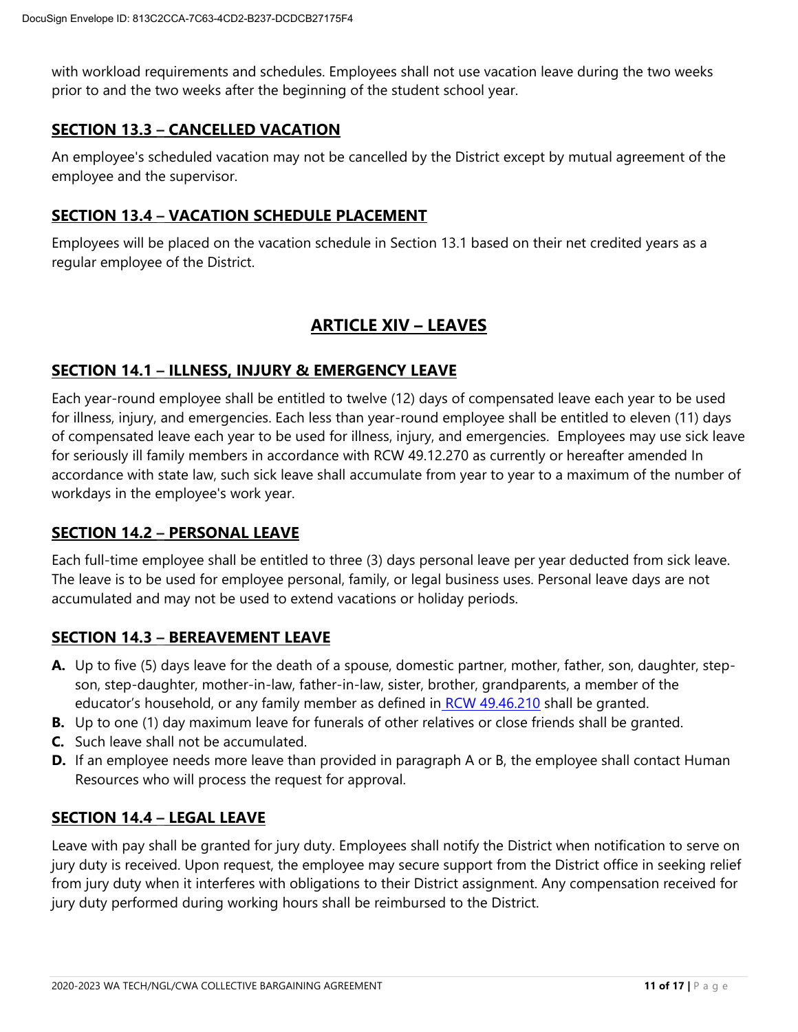with workload requirements and schedules. Employees shall not use vacation leave during the two weeks prior to and the two weeks after the beginning of the student school year.

## SECTION 13.3 – CANCELLED VACATION

An employee's scheduled vacation may not be cancelled by the District except by mutual agreement of the employee and the supervisor.

## SECTION 13.4 – VACATION SCHEDULE PLACEMENT

Employees will be placed on the vacation schedule in Section 13.1 based on their net credited years as a regular employee of the District.

# ARTICLE XIV – LEAVES

## SECTION 14.1 – ILLNESS, INJURY & EMERGENCY LEAVE

Each year-round employee shall be entitled to twelve (12) days of compensated leave each year to be used for illness, injury, and emergencies. Each less than year-round employee shall be entitled to eleven (11) days of compensated leave each year to be used for illness, injury, and emergencies. Employees may use sick leave for seriously ill family members in accordance with RCW 49.12.270 as currently or hereafter amended In accordance with state law, such sick leave shall accumulate from year to year to a maximum of the number of workdays in the employee's work year.

## SECTION 14.2 – PERSONAL LEAVE

Each full-time employee shall be entitled to three (3) days personal leave per year deducted from sick leave. The leave is to be used for employee personal, family, or legal business uses. Personal leave days are not accumulated and may not be used to extend vacations or holiday periods.

## SECTION 14.3 – BEREAVEMENT LEAVE

- **A.** Up to five (5) days leave for the death of a spouse, domestic partner, mother, father, son, daughter, step-son, step-daughter, mother-in-law, father-in-law, sister, brother, grandparents, a member of the educator's household, or any family member as defined in RCW 49.46.210 shall be granted.
- **B.** Up to one (1) day maximum leave for funerals of other relatives or close friends shall be granted.
- **C.** Such leave shall not be accumulated.
- **D.** If an employee needs more leave than provided in paragraph A or B, the employee shall contact Human Resources who will process the request for approval.

## SECTION 14.4 – LEGAL LEAVE

Leave with pay shall be granted for jury duty. Employees shall notify the District when notification to serve on jury duty is received. Upon request, the employee may secure support from the District office in seeking relief from jury duty when it interferes with obligations to their District assignment. Any compensation received for jury duty performed during working hours shall be reimbursed to the District.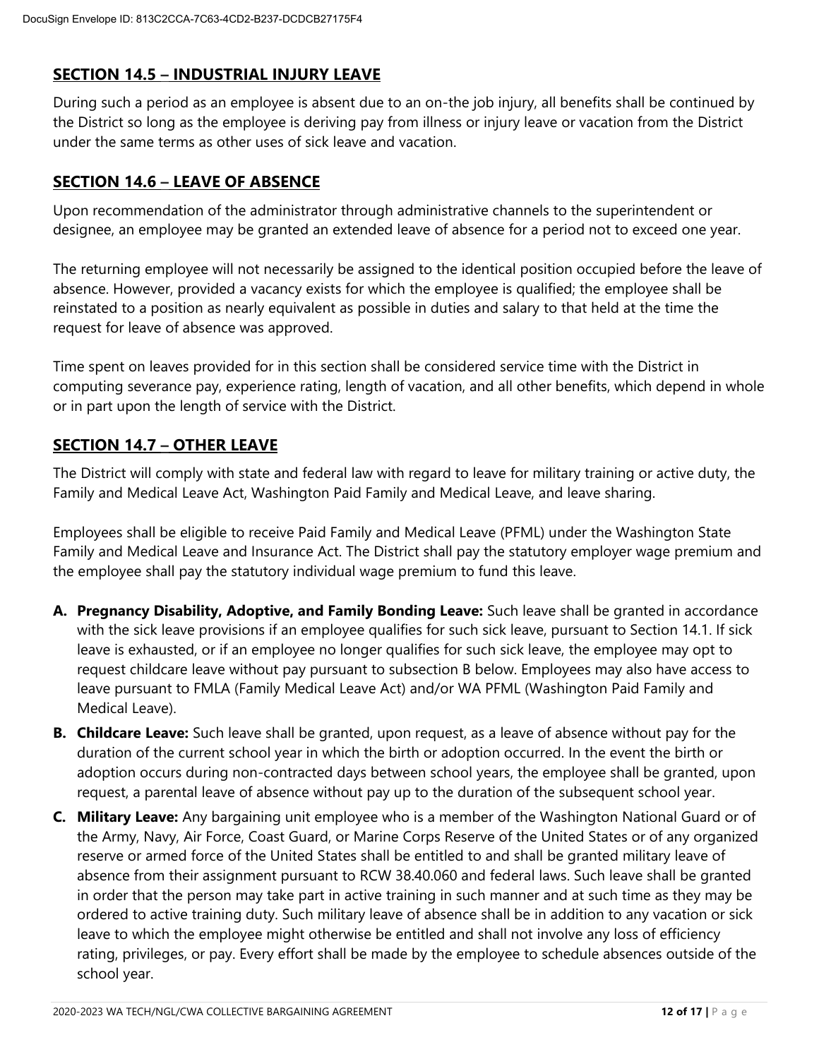## SECTION 14.5 – INDUSTRIAL INJURY LEAVE

During such a period as an employee is absent due to an on-the job injury, all benefits shall be continued by the District so long as the employee is deriving pay from illness or injury leave or vacation from the District under the same terms as other uses of sick leave and vacation.

## SECTION 14.6 – LEAVE OF ABSENCE

Upon recommendation of the administrator through administrative channels to the superintendent or designee, an employee may be granted an extended leave of absence for a period not to exceed one year.

The returning employee will not necessarily be assigned to the identical position occupied before the leave of absence. However, provided a vacancy exists for which the employee is qualified; the employee shall be reinstated to a position as nearly equivalent as possible in duties and salary to that held at the time the request for leave of absence was approved.

Time spent on leaves provided for in this section shall be considered service time with the District in computing severance pay, experience rating, length of vacation, and all other benefits, which depend in whole or in part upon the length of service with the District.

## SECTION 14.7 – OTHER LEAVE

The District will comply with state and federal law with regard to leave for military training or active duty, the Family and Medical Leave Act, Washington Paid Family and Medical Leave, and leave sharing.

Employees shall be eligible to receive Paid Family and Medical Leave (PFML) under the Washington State Family and Medical Leave and Insurance Act. The District shall pay the statutory employer wage premium and the employee shall pay the statutory individual wage premium to fund this leave.

**A. Pregnancy Disability, Adoptive, and Family Bonding Leave:** Such leave shall be granted in accordance with the sick leave provisions if an employee qualifies for such sick leave, pursuant to Section 14.1. If sick leave is exhausted, or if an employee no longer qualifies for such sick leave, the employee may opt to request childcare leave without pay pursuant to subsection B below. Employees may also have access to leave pursuant to FMLA (Family Medical Leave Act) and/or WA PFML (Washington Paid Family and Medical Leave).

**B. Childcare Leave:** Such leave shall be granted, upon request, as a leave of absence without pay for the duration of the current school year in which the birth or adoption occurred. In the event the birth or adoption occurs during non-contracted days between school years, the employee shall be granted, upon request, a parental leave of absence without pay up to the duration of the subsequent school year.

**C. Military Leave:** Any bargaining unit employee who is a member of the Washington National Guard or of the Army, Navy, Air Force, Coast Guard, or Marine Corps Reserve of the United States or of any organized reserve or armed force of the United States shall be entitled to and shall be granted military leave of absence from their assignment pursuant to RCW 38.40.060 and federal laws. Such leave shall be granted in order that the person may take part in active training in such manner and at such time as they may be ordered to active training duty. Such military leave of absence shall be in addition to any vacation or sick leave to which the employee might otherwise be entitled and shall not involve any loss of efficiency rating, privileges, or pay. Every effort shall be made by the employee to schedule absences outside of the school year.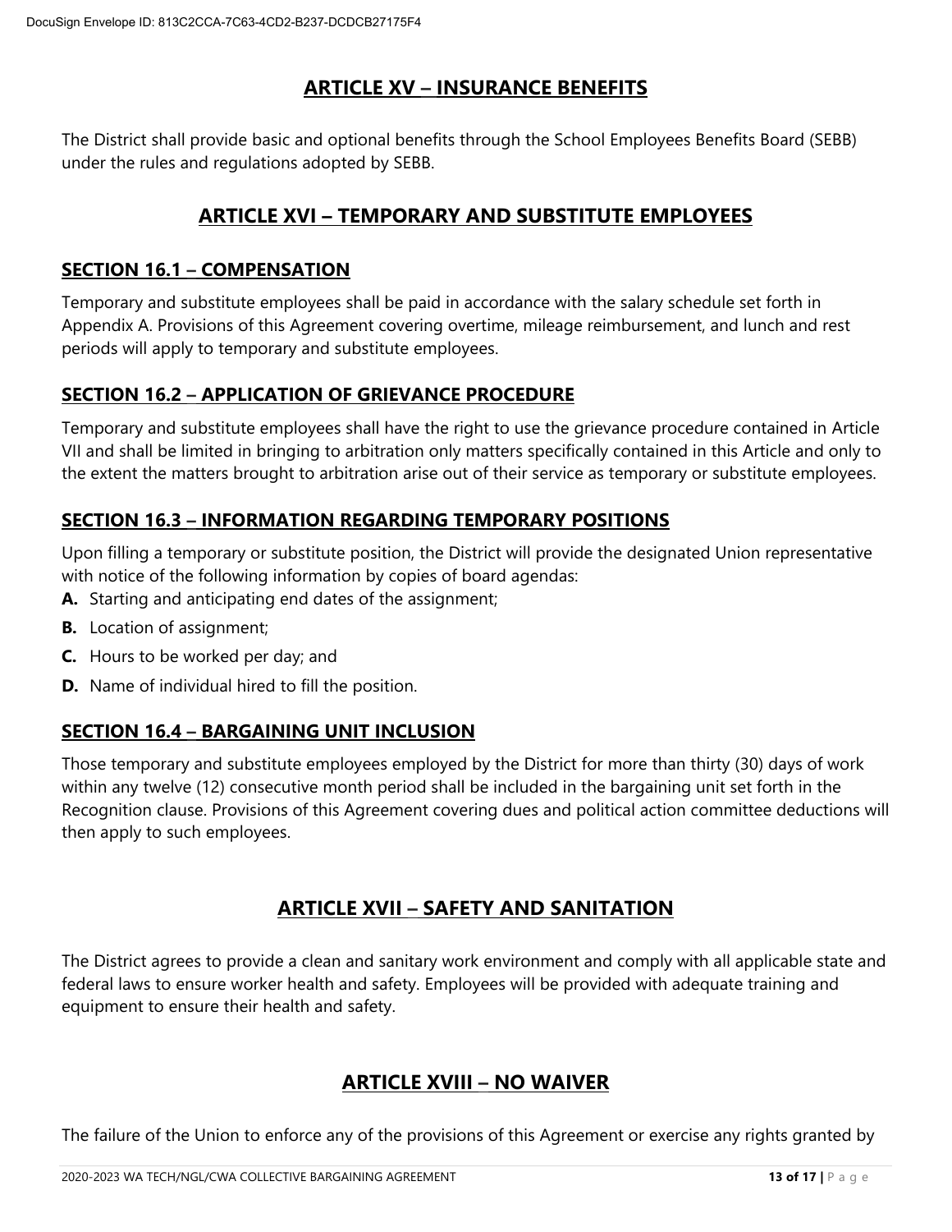## ARTICLE XV – INSURANCE BENEFITS

The District shall provide basic and optional benefits through the School Employees Benefits Board (SEBB) under the rules and regulations adopted by SEBB.

## ARTICLE XVI – TEMPORARY AND SUBSTITUTE EMPLOYEES

### SECTION 16.1 – COMPENSATION

Temporary and substitute employees shall be paid in accordance with the salary schedule set forth in Appendix A. Provisions of this Agreement covering overtime, mileage reimbursement, and lunch and rest periods will apply to temporary and substitute employees.

### SECTION 16.2 – APPLICATION OF GRIEVANCE PROCEDURE

Temporary and substitute employees shall have the right to use the grievance procedure contained in Article VII and shall be limited in bringing to arbitration only matters specifically contained in this Article and only to the extent the matters brought to arbitration arise out of their service as temporary or substitute employees.

### SECTION 16.3 – INFORMATION REGARDING TEMPORARY POSITIONS

Upon filling a temporary or substitute position, the District will provide the designated Union representative with notice of the following information by copies of board agendas:

**A.** Starting and anticipating end dates of the assignment;

**B.** Location of assignment;

**C.** Hours to be worked per day; and

**D.** Name of individual hired to fill the position.

### SECTION 16.4 – BARGAINING UNIT INCLUSION

Those temporary and substitute employees employed by the District for more than thirty (30) days of work within any twelve (12) consecutive month period shall be included in the bargaining unit set forth in the Recognition clause. Provisions of this Agreement covering dues and political action committee deductions will then apply to such employees.

## ARTICLE XVII – SAFETY AND SANITATION

The District agrees to provide a clean and sanitary work environment and comply with all applicable state and federal laws to ensure worker health and safety. Employees will be provided with adequate training and equipment to ensure their health and safety.

## ARTICLE XVIII – NO WAIVER

The failure of the Union to enforce any of the provisions of this Agreement or exercise any rights granted by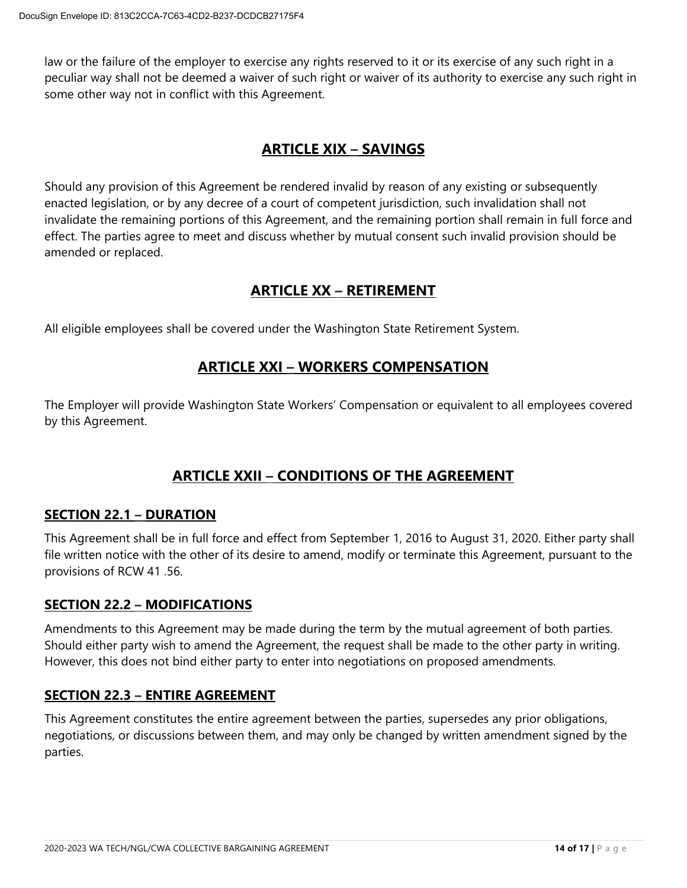law or the failure of the employer to exercise any rights reserved to it or its exercise of any such right in a peculiar way shall not be deemed a waiver of such right or waiver of its authority to exercise any such right in some other way not in conflict with this Agreement.

## ARTICLE XIX – SAVINGS

Should any provision of this Agreement be rendered invalid by reason of any existing or subsequently enacted legislation, or by any decree of a court of competent jurisdiction, such invalidation shall not invalidate the remaining portions of this Agreement, and the remaining portion shall remain in full force and effect. The parties agree to meet and discuss whether by mutual consent such invalid provision should be amended or replaced.

## ARTICLE XX – RETIREMENT

All eligible employees shall be covered under the Washington State Retirement System.

## ARTICLE XXI – WORKERS COMPENSATION

The Employer will provide Washington State Workers' Compensation or equivalent to all employees covered by this Agreement.

## ARTICLE XXII – CONDITIONS OF THE AGREEMENT

### SECTION 22.1 – DURATION

This Agreement shall be in full force and effect from September 1, 2016 to August 31, 2020. Either party shall file written notice with the other of its desire to amend, modify or terminate this Agreement, pursuant to the provisions of RCW 41 .56.

### SECTION 22.2 – MODIFICATIONS

Amendments to this Agreement may be made during the term by the mutual agreement of both parties. Should either party wish to amend the Agreement, the request shall be made to the other party in writing. However, this does not bind either party to enter into negotiations on proposed amendments.

### SECTION 22.3 – ENTIRE AGREEMENT

This Agreement constitutes the entire agreement between the parties, supersedes any prior obligations, negotiations, or discussions between them, and may only be changed by written amendment signed by the parties.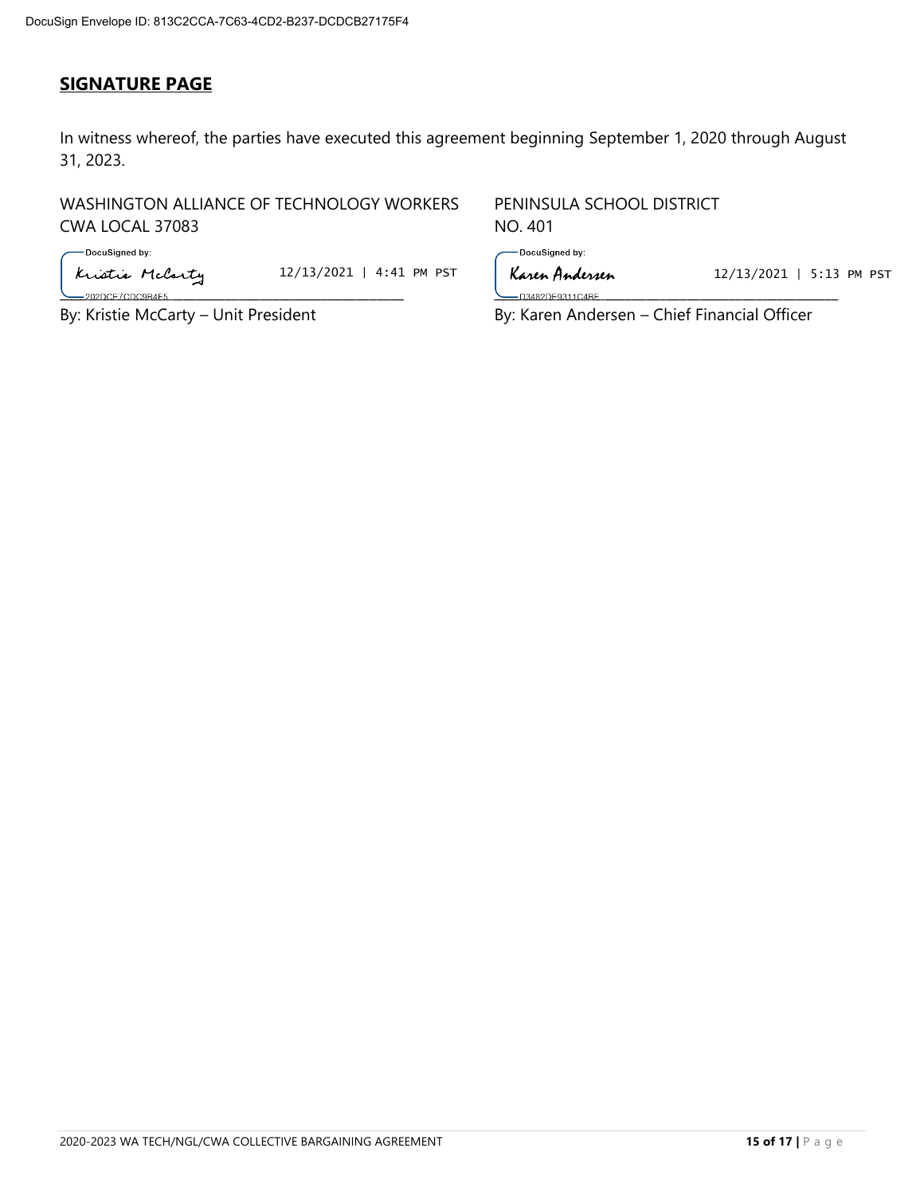DocuSign Envelope ID: 813C2CCA-7C63-4CD2-B237-DCDCB27175F4

## SIGNATURE PAGE

In witness whereof, the parties have executed this agreement beginning September 1, 2020 through August 31, 2023.

WASHINGTON ALLIANCE OF TECHNOLOGY WORKERS CWA LOCAL 37083

DocuSigned by: Kristie McCarty 12/13/2021 | 4:41 PM PST
202DCE7CDC9B4E5

By: Kristie McCarty – Unit President

PENINSULA SCHOOL DISTRICT NO. 401

DocuSigned by: Karen Andersen 12/13/2021 | 5:13 PM PST
D3482DE9311C4BE

By: Karen Andersen – Chief Financial Officer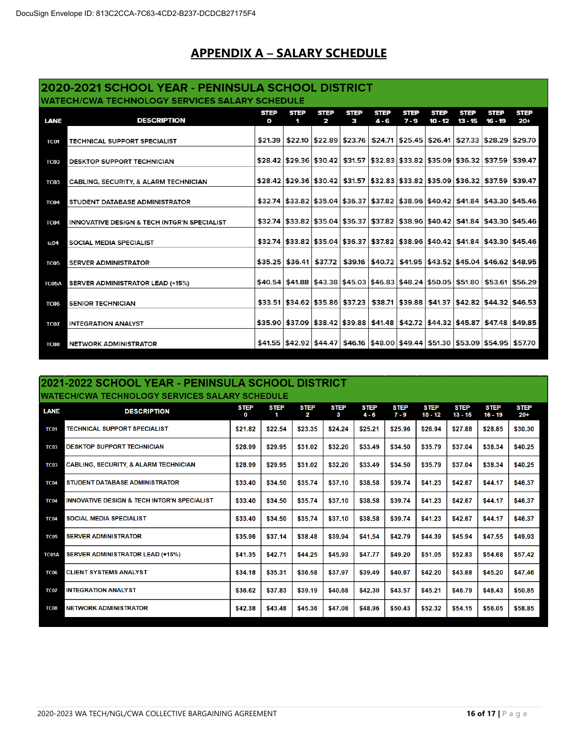# APPENDIX A – SALARY SCHEDULE

## 2020-2021 SCHOOL YEAR - PENINSULA SCHOOL DISTRICT

### WATECH/CWA TECHNOLOGY SERVICES SALARY SCHEDULE

| LANE | DESCRIPTION | STEP 0 | STEP 1 | STEP 2 | STEP 3 | STEP 4 - 6 | STEP 7 - 9 | STEP 10 - 12 | STEP 13 - 15 | STEP 16 - 19 | STEP 20+ |
|---|---|---|---|---|---|---|---|---|---|---|---|
| TC01 | TECHNICAL SUPPORT SPECIALIST | $21.39 | $22.10 | $22.89 | $23.76 | $24.71 | $25.45 | $26.41 | $27.33 | $28.29 | $29.70 |
| TC03 | DESKTOP SUPPORT TECHNICIAN | $28.42 | $29.36 | $30.42 | $31.57 | $32.83 | $33.82 | $35.09 | $36.32 | $37.59 | $39.47 |
| TC03 | CABLING, SECURITY, & ALARM TECHNICIAN | $28.42 | $29.36 | $30.42 | $31.57 | $32.83 | $33.82 | $35.09 | $36.32 | $37.59 | $39.47 |
| TC04 | STUDENT DATABASE ADMINISTRATOR | $32.74 | $33.82 | $35.04 | $36.37 | $37.82 | $38.96 | $40.42 | $41.84 | $43.30 | $45.46 |
| TC04 | INNOVATIVE DESIGN & TECH INTGR'N SPECIALIST | $32.74 | $33.82 | $35.04 | $36.37 | $37.82 | $38.96 | $40.42 | $41.84 | $43.30 | $45.46 |
| tc04 | SOCIAL MEDIA SPECIALIST | $32.74 | $33.82 | $35.04 | $36.37 | $37.82 | $38.96 | $40.42 | $41.84 | $43.30 | $45.46 |
| TC05 | SERVER ADMINISTRATOR | $35.25 | $36.41 | $37.72 | $39.16 | $40.72 | $41.95 | $43.52 | $45.04 | $46.62 | $48.95 |
| TC05A | SERVER ADMINISTRATOR LEAD (+15%) | $40.54 | $41.88 | $43.38 | $45.03 | $46.83 | $48.24 | $50.05 | $51.80 | $53.61 | $56.29 |
| TC06 | SENIOR TECHNICIAN | $33.51 | $34.62 | $35.86 | $37.23 | $38.71 | $39.88 | $41.37 | $42.82 | $44.32 | $46.53 |
| TC07 | INTEGRATION ANALYST | $35.90 | $37.09 | $38.42 | $39.88 | $41.48 | $42.72 | $44.32 | $45.87 | $47.48 | $49.85 |
| TC08 | NETWORK ADMINISTRATOR | $41.55 | $42.92 | $44.47 | $46.16 | $48.00 | $49.44 | $51.30 | $53.09 | $54.95 | $57.70 |

## 2021-2022 SCHOOL YEAR - PENINSULA SCHOOL DISTRICT

### WATECH/CWA TECHNOLOGY SERVICES SALARY SCHEDULE

| LANE | DESCRIPTION | STEP 0 | STEP 1 | STEP 2 | STEP 3 | STEP 4 - 6 | STEP 7 - 9 | STEP 10 - 12 | STEP 13 - 15 | STEP 16 - 19 | STEP 20+ |
|---|---|---|---|---|---|---|---|---|---|---|---|
| TC01 | TECHNICAL SUPPORT SPECIALIST | $21.82 | $22.54 | $23.35 | $24.24 | $25.21 | $25.96 | $26.94 | $27.88 | $28.85 | $30.30 |
| TC03 | DESKTOP SUPPORT TECHNICIAN | $28.99 | $29.95 | $31.02 | $32.20 | $33.49 | $34.50 | $35.79 | $37.04 | $38.34 | $40.25 |
| TC03 | CABLING, SECURITY, & ALARM TECHNICIAN | $28.99 | $29.95 | $31.02 | $32.20 | $33.49 | $34.50 | $35.79 | $37.04 | $38.34 | $40.25 |
| TC04 | STUDENT DATABASE ADMINISTRATOR | $33.40 | $34.50 | $35.74 | $37.10 | $38.58 | $39.74 | $41.23 | $42.67 | $44.17 | $46.37 |
| TC04 | INNOVATIVE DESIGN & TECH INTGR'N SPECIALIST | $33.40 | $34.50 | $35.74 | $37.10 | $38.58 | $39.74 | $41.23 | $42.67 | $44.17 | $46.37 |
| TC04 | SOCIAL MEDIA SPECIALIST | $33.40 | $34.50 | $35.74 | $37.10 | $38.58 | $39.74 | $41.23 | $42.67 | $44.17 | $46.37 |
| TC05 | SERVER ADMINISTRATOR | $35.96 | $37.14 | $38.48 | $39.94 | $41.54 | $42.79 | $44.39 | $45.94 | $47.55 | $49.93 |
| TC05A | SERVER ADMINISTRATOR LEAD (+15%) | $41.35 | $42.71 | $44.25 | $45.93 | $47.77 | $49.20 | $51.05 | $52.83 | $54.68 | $57.42 |
| TC06 | CLIENT SYSTEMS ANALYST | $34.18 | $35.31 | $36.58 | $37.97 | $39.49 | $40.67 | $42.20 | $43.68 | $45.20 | $47.46 |
| TC07 | INTEGRATION ANALYST | $36.62 | $37.83 | $39.19 | $40.68 | $42.30 | $43.57 | $45.21 | $46.79 | $48.43 | $50.85 |
| TC08 | NETWORK ADMINISTRATOR | $42.38 | $43.48 | $45.36 | $47.08 | $48.96 | $50.43 | $52.32 | $54.15 | $56.05 | $58.85 |